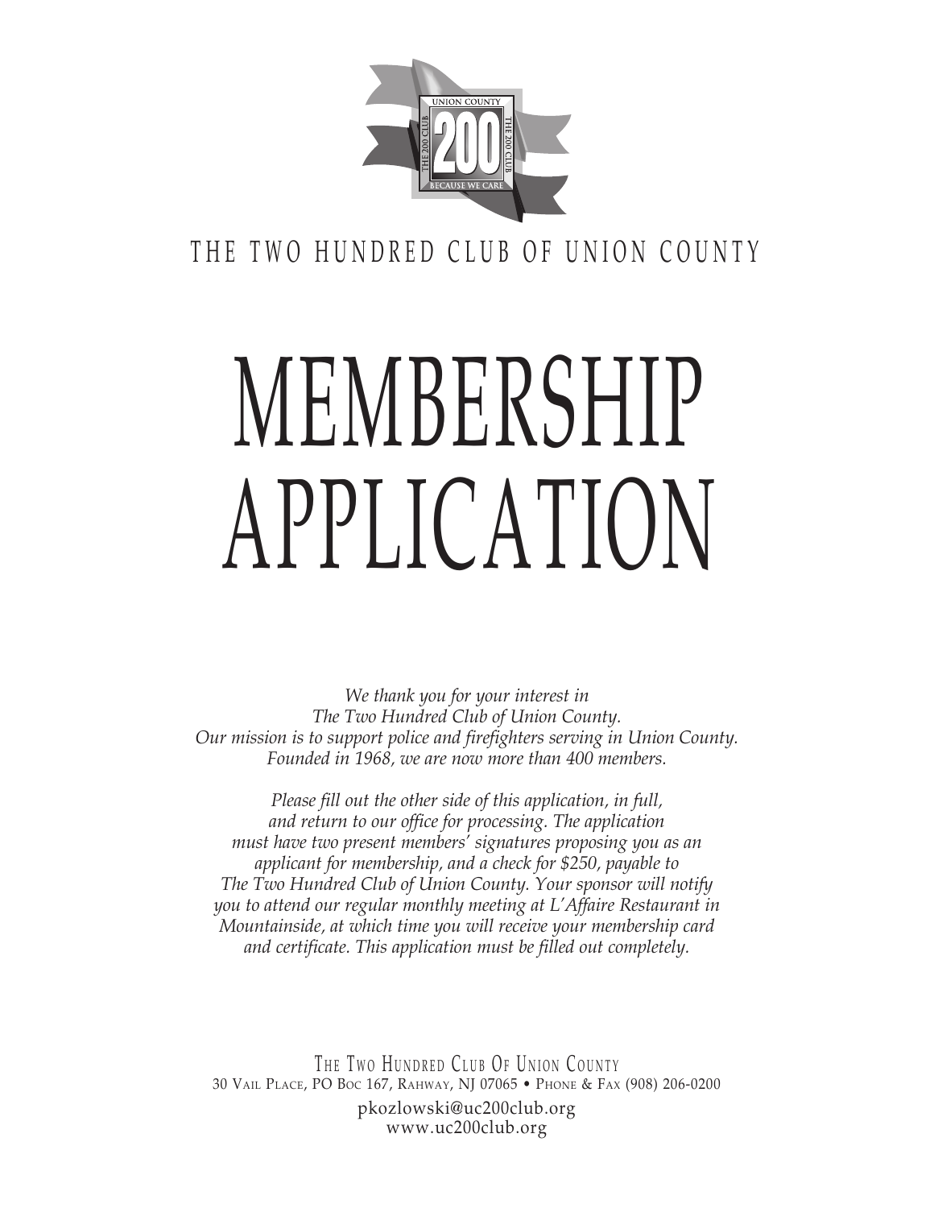THE TWO HUNDRED CLUB OF UNION COUNTY

# MEMBERSHIP APPLICATION

*We thank you for your interest in The Two Hundred Club of Union County. Our mission is to support police and firefighters serving in Union County. Founded in 1968, we are now more than 400 members.*

*Please fill out the other side of this application, in full, and return to our office for processing. The application must have two present members' signatures proposing you as an applicant for membership, and a check for $250, payable to The Two Hundred Club of Union County. Your sponsor will notify you to attend our regular monthly meeting at L'Affaire Restaurant in Mountainside, at which time you will receive your membership card and certificate. This application must be filled out completely.*

THE TWO HUNDRED CLUB OF UNION COUNTY
30 VAIL PLACE, PO BOC 167, RAHWAY, NJ 07065 • PHONE & FAX (908) 206-0200
pkozlowski@uc200club.org
www.uc200club.org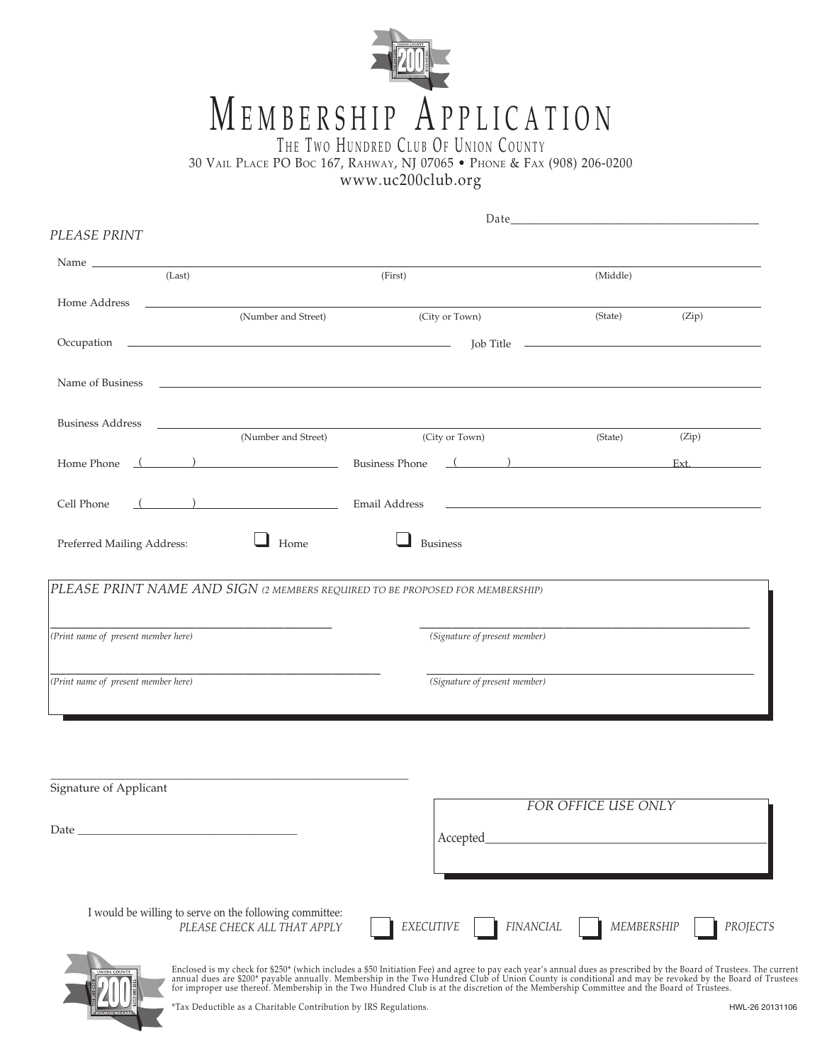# MEMBERSHIP APPLICATION

THE TWO HUNDRED CLUB OF UNION COUNTY

30 VAIL PLACE PO BOC 167, RAHWAY, NJ 07065 • PHONE & FAX (908) 206-0200

www.uc200club.org

Date\_\_\_\_\_\_\_\_\_\_\_\_\_\_\_\_\_\_\_\_\_\_\_\_\_\_\_\_

*PLEASE PRINT*

Name \_\_\_\_\_\_\_\_\_\_\_\_\_\_\_\_\_\_\_\_\_\_\_\_\_\_\_\_\_\_\_\_\_\_\_\_\_\_\_\_\_\_\_\_
(Last) (First) (Middle)

Home Address \_\_\_\_\_\_\_\_\_\_\_\_\_\_\_\_\_\_\_\_\_\_\_\_\_\_\_\_\_\_\_\_\_\_\_\_\_\_\_\_\_\_\_\_
(Number and Street) (City or Town) (State) (Zip)

Occupation \_\_\_\_\_\_\_\_\_\_\_\_\_\_\_\_\_\_\_\_ Job Title \_\_\_\_\_\_\_\_\_\_\_\_\_\_\_\_\_\_\_\_

Name of Business \_\_\_\_\_\_\_\_\_\_\_\_\_\_\_\_\_\_\_\_\_\_\_\_\_\_\_\_\_\_\_\_\_\_\_\_\_\_\_\_\_\_\_\_

Business Address \_\_\_\_\_\_\_\_\_\_\_\_\_\_\_\_\_\_\_\_\_\_\_\_\_\_\_\_\_\_\_\_\_\_\_\_\_\_\_\_\_\_\_\_
(Number and Street) (City or Town) (State) (Zip)

Home Phone (\_\_\_\_\_\_) \_\_\_\_\_\_\_\_\_\_\_\_ Business Phone (\_\_\_\_\_\_) \_\_\_\_\_\_\_\_\_\_\_\_ Ext.\_\_\_\_\_\_

Cell Phone (\_\_\_\_\_\_) \_\_\_\_\_\_\_\_\_\_\_\_ Email Address \_\_\_\_\_\_\_\_\_\_\_\_\_\_\_\_\_\_\_\_

Preferred Mailing Address: ☐ Home ☐ Business

*PLEASE PRINT NAME AND SIGN (2 MEMBERS REQUIRED TO BE PROPOSED FOR MEMBERSHIP)*

\_\_\_\_\_\_\_\_\_\_\_\_\_\_\_\_\_\_\_\_\_\_\_\_\_\_\_\_ \_\_\_\_\_\_\_\_\_\_\_\_\_\_\_\_\_\_\_\_\_\_\_\_\_\_\_\_
*(Print name of present member here)* *(Signature of present member)*

\_\_\_\_\_\_\_\_\_\_\_\_\_\_\_\_\_\_\_\_\_\_\_\_\_\_\_\_ \_\_\_\_\_\_\_\_\_\_\_\_\_\_\_\_\_\_\_\_\_\_\_\_\_\_\_\_
*(Print name of present member here)* *(Signature of present member)*

\_\_\_\_\_\_\_\_\_\_\_\_\_\_\_\_\_\_\_\_\_\_\_\_\_\_\_\_
Signature of Applicant

Date \_\_\_\_\_\_\_\_\_\_\_\_\_\_\_\_\_\_\_\_

*FOR OFFICE USE ONLY*

Accepted\_\_\_\_\_\_\_\_\_\_\_\_\_\_\_\_\_\_\_\_

I would be willing to serve on the following committee:
*PLEASE CHECK ALL THAT APPLY* ☐ *EXECUTIVE* ☐ *FINANCIAL* ☐ *MEMBERSHIP* ☐ *PROJECTS*

Enclosed is my check for $250* (which includes a $50 Initiation Fee) and agree to pay each year's annual dues as prescribed by the Board of Trustees. The current annual dues are $200* payable annually. Membership in the Two Hundred Club of Union County is conditional and may be revoked by the Board of Trustees for improper use thereof. Membership in the Two Hundred Club is at the discretion of the Membership Committee and the Board of Trustees.

*Tax Deductible as a Charitable Contribution by IRS Regulations.

HWL-26 20131106